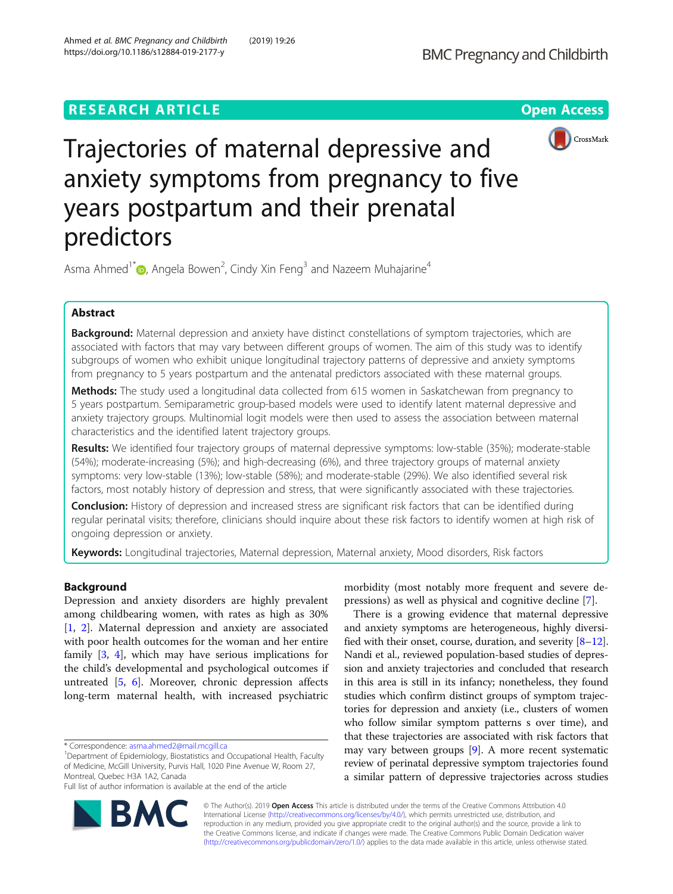**RESEARCH ARTICLE** **Open Access**

# Trajectories of maternal depressive and anxiety symptoms from pregnancy to five years postpartum and their prenatal predictors

Asma Ahmed[1*], Angela Bowen[2], Cindy Xin Feng[3] and Nazeem Muhajarine[4]

## Abstract

**Background:** Maternal depression and anxiety have distinct constellations of symptom trajectories, which are associated with factors that may vary between different groups of women. The aim of this study was to identify subgroups of women who exhibit unique longitudinal trajectory patterns of depressive and anxiety symptoms from pregnancy to 5 years postpartum and the antenatal predictors associated with these maternal groups.

**Methods:** The study used a longitudinal data collected from 615 women in Saskatchewan from pregnancy to 5 years postpartum. Semiparametric group-based models were used to identify latent maternal depressive and anxiety trajectory groups. Multinomial logit models were then used to assess the association between maternal characteristics and the identified latent trajectory groups.

**Results:** We identified four trajectory groups of maternal depressive symptoms: low-stable (35%); moderate-stable (54%); moderate-increasing (5%); and high-decreasing (6%), and three trajectory groups of maternal anxiety symptoms: very low-stable (13%); low-stable (58%); and moderate-stable (29%). We also identified several risk factors, most notably history of depression and stress, that were significantly associated with these trajectories.

**Conclusion:** History of depression and increased stress are significant risk factors that can be identified during regular perinatal visits; therefore, clinicians should inquire about these risk factors to identify women at high risk of ongoing depression or anxiety.

**Keywords:** Longitudinal trajectories, Maternal depression, Maternal anxiety, Mood disorders, Risk factors

## Background

Depression and anxiety disorders are highly prevalent among childbearing women, with rates as high as 30% [1, 2]. Maternal depression and anxiety are associated with poor health outcomes for the woman and her entire family [3, 4], which may have serious implications for the child's developmental and psychological outcomes if untreated [5, 6]. Moreover, chronic depression affects long-term maternal health, with increased psychiatric morbidity (most notably more frequent and severe depressions) as well as physical and cognitive decline [7].

There is a growing evidence that maternal depressive and anxiety symptoms are heterogeneous, highly diversified with their onset, course, duration, and severity [8–12]. Nandi et al., reviewed population-based studies of depression and anxiety trajectories and concluded that research in this area is still in its infancy; nonetheless, they found studies which confirm distinct groups of symptom trajectories for depression and anxiety (i.e., clusters of women who follow similar symptom patterns s over time), and that these trajectories are associated with risk factors that may vary between groups [9]. A more recent systematic review of perinatal depressive symptom trajectories found a similar pattern of depressive trajectories across studies

* Correspondence: asma.ahmed2@mail.mcgill.ca
[1]Department of Epidemiology, Biostatistics and Occupational Health, Faculty of Medicine, McGill University, Purvis Hall, 1020 Pine Avenue W, Room 27, Montreal, Quebec H3A 1A2, Canada
Full list of author information is available at the end of the article

© The Author(s). 2019 **Open Access** This article is distributed under the terms of the Creative Commons Attribution 4.0 International License (http://creativecommons.org/licenses/by/4.0/), which permits unrestricted use, distribution, and reproduction in any medium, provided you give appropriate credit to the original author(s) and the source, provide a link to the Creative Commons license, and indicate if changes were made. The Creative Commons Public Domain Dedication waiver (http://creativecommons.org/publicdomain/zero/1.0/) applies to the data made available in this article, unless otherwise stated.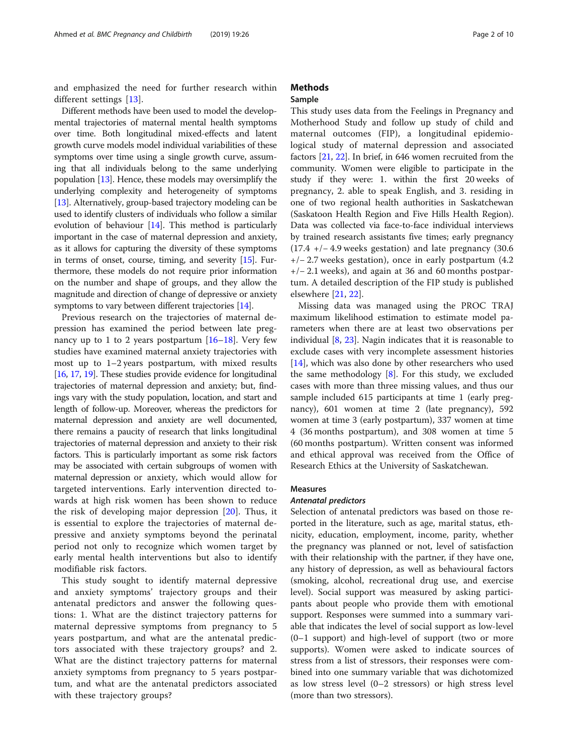and emphasized the need for further research within different settings [13].

Different methods have been used to model the developmental trajectories of maternal mental health symptoms over time. Both longitudinal mixed-effects and latent growth curve models model individual variabilities of these symptoms over time using a single growth curve, assuming that all individuals belong to the same underlying population [13]. Hence, these models may oversimplify the underlying complexity and heterogeneity of symptoms [13]. Alternatively, group-based trajectory modeling can be used to identify clusters of individuals who follow a similar evolution of behaviour [14]. This method is particularly important in the case of maternal depression and anxiety, as it allows for capturing the diversity of these symptoms in terms of onset, course, timing, and severity [15]. Furthermore, these models do not require prior information on the number and shape of groups, and they allow the magnitude and direction of change of depressive or anxiety symptoms to vary between different trajectories [14].

Previous research on the trajectories of maternal depression has examined the period between late pregnancy up to 1 to 2 years postpartum [16–18]. Very few studies have examined maternal anxiety trajectories with most up to 1–2 years postpartum, with mixed results [16, 17, 19]. These studies provide evidence for longitudinal trajectories of maternal depression and anxiety; but, findings vary with the study population, location, and start and length of follow-up. Moreover, whereas the predictors for maternal depression and anxiety are well documented, there remains a paucity of research that links longitudinal trajectories of maternal depression and anxiety to their risk factors. This is particularly important as some risk factors may be associated with certain subgroups of women with maternal depression or anxiety, which would allow for targeted interventions. Early intervention directed towards at high risk women has been shown to reduce the risk of developing major depression [20]. Thus, it is essential to explore the trajectories of maternal depressive and anxiety symptoms beyond the perinatal period not only to recognize which women target by early mental health interventions but also to identify modifiable risk factors.

This study sought to identify maternal depressive and anxiety symptoms' trajectory groups and their antenatal predictors and answer the following questions: 1. What are the distinct trajectory patterns for maternal depressive symptoms from pregnancy to 5 years postpartum, and what are the antenatal predictors associated with these trajectory groups? and 2. What are the distinct trajectory patterns for maternal anxiety symptoms from pregnancy to 5 years postpartum, and what are the antenatal predictors associated with these trajectory groups?

## Methods

### Sample

This study uses data from the Feelings in Pregnancy and Motherhood Study and follow up study of child and maternal outcomes (FIP), a longitudinal epidemiological study of maternal depression and associated factors [21, 22]. In brief, in 646 women recruited from the community. Women were eligible to participate in the study if they were: 1. within the first 20 weeks of pregnancy, 2. able to speak English, and 3. residing in one of two regional health authorities in Saskatchewan (Saskatoon Health Region and Five Hills Health Region). Data was collected via face-to-face individual interviews by trained research assistants five times; early pregnancy (17.4 +/− 4.9 weeks gestation) and late pregnancy (30.6 +/− 2.7 weeks gestation), once in early postpartum (4.2 +/− 2.1 weeks), and again at 36 and 60 months postpartum. A detailed description of the FIP study is published elsewhere [21, 22].

Missing data was managed using the PROC TRAJ maximum likelihood estimation to estimate model parameters when there are at least two observations per individual [8, 23]. Nagin indicates that it is reasonable to exclude cases with very incomplete assessment histories [14], which was also done by other researchers who used the same methodology [8]. For this study, we excluded cases with more than three missing values, and thus our sample included 615 participants at time 1 (early pregnancy), 601 women at time 2 (late pregnancy), 592 women at time 3 (early postpartum), 337 women at time 4 (36 months postpartum), and 308 women at time 5 (60 months postpartum). Written consent was informed and ethical approval was received from the Office of Research Ethics at the University of Saskatchewan.

### Measures

#### *Antenatal predictors*

Selection of antenatal predictors was based on those reported in the literature, such as age, marital status, ethnicity, education, employment, income, parity, whether the pregnancy was planned or not, level of satisfaction with their relationship with the partner, if they have one, any history of depression, as well as behavioural factors (smoking, alcohol, recreational drug use, and exercise level). Social support was measured by asking participants about people who provide them with emotional support. Responses were summed into a summary variable that indicates the level of social support as low-level (0–1 support) and high-level of support (two or more supports). Women were asked to indicate sources of stress from a list of stressors, their responses were combined into one summary variable that was dichotomized as low stress level (0–2 stressors) or high stress level (more than two stressors).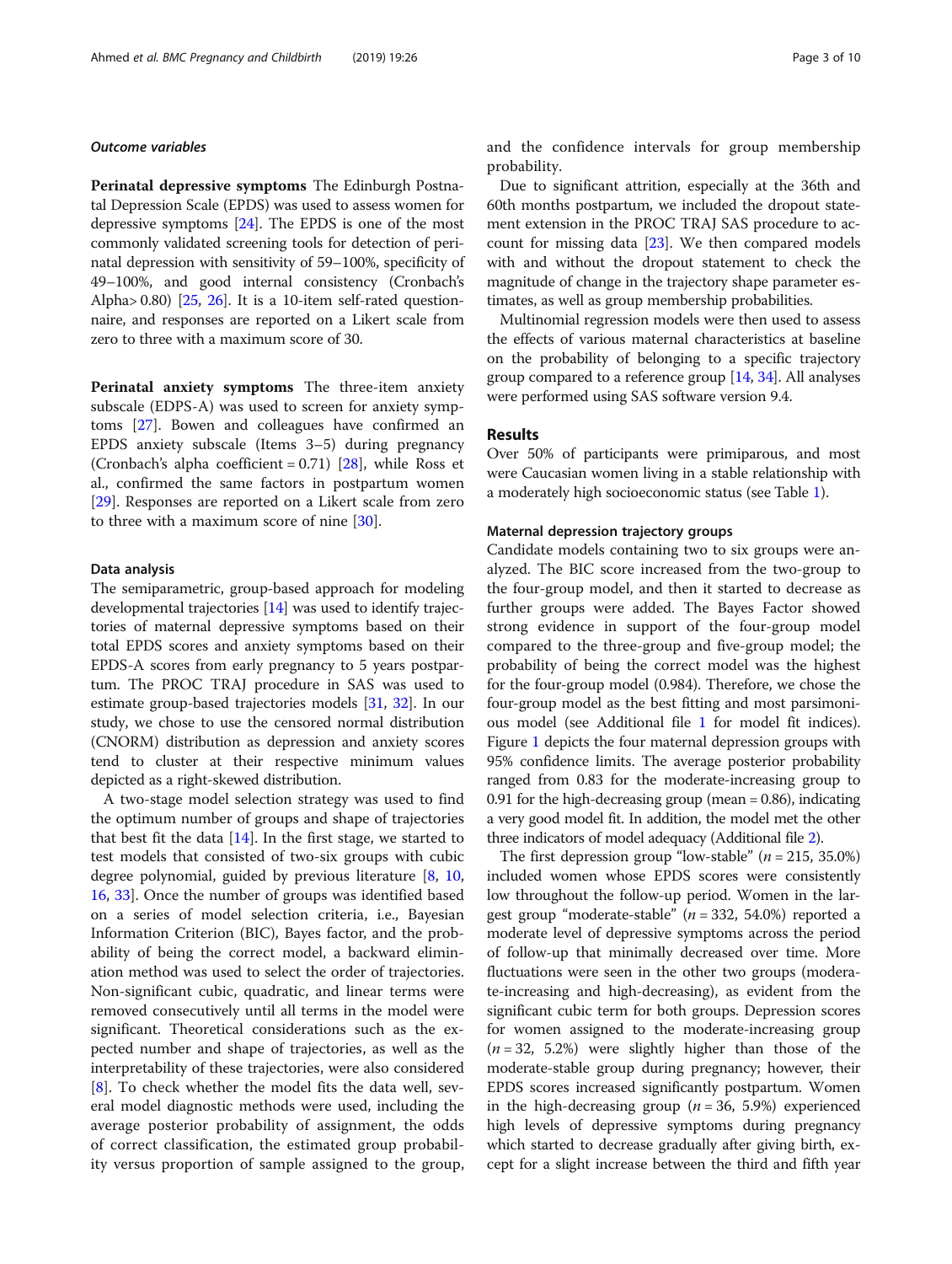#### *Outcome variables*

**Perinatal depressive symptoms** The Edinburgh Postnatal Depression Scale (EPDS) was used to assess women for depressive symptoms [24]. The EPDS is one of the most commonly validated screening tools for detection of perinatal depression with sensitivity of 59–100%, specificity of 49–100%, and good internal consistency (Cronbach's Alpha> 0.80) [25, 26]. It is a 10-item self-rated questionnaire, and responses are reported on a Likert scale from zero to three with a maximum score of 30.

**Perinatal anxiety symptoms** The three-item anxiety subscale (EDPS-A) was used to screen for anxiety symptoms [27]. Bowen and colleagues have confirmed an EPDS anxiety subscale (Items 3–5) during pregnancy (Cronbach's alpha coefficient = 0.71) [28], while Ross et al., confirmed the same factors in postpartum women [29]. Responses are reported on a Likert scale from zero to three with a maximum score of nine [30].

### Data analysis

The semiparametric, group-based approach for modeling developmental trajectories [14] was used to identify trajectories of maternal depressive symptoms based on their total EPDS scores and anxiety symptoms based on their EPDS-A scores from early pregnancy to 5 years postpartum. The PROC TRAJ procedure in SAS was used to estimate group-based trajectories models [31, 32]. In our study, we chose to use the censored normal distribution (CNORM) distribution as depression and anxiety scores tend to cluster at their respective minimum values depicted as a right-skewed distribution.

A two-stage model selection strategy was used to find the optimum number of groups and shape of trajectories that best fit the data [14]. In the first stage, we started to test models that consisted of two-six groups with cubic degree polynomial, guided by previous literature [8, 10, 16, 33]. Once the number of groups was identified based on a series of model selection criteria, i.e., Bayesian Information Criterion (BIC), Bayes factor, and the probability of being the correct model, a backward elimination method was used to select the order of trajectories. Non-significant cubic, quadratic, and linear terms were removed consecutively until all terms in the model were significant. Theoretical considerations such as the expected number and shape of trajectories, as well as the interpretability of these trajectories, were also considered [8]. To check whether the model fits the data well, several model diagnostic methods were used, including the average posterior probability of assignment, the odds of correct classification, the estimated group probability versus proportion of sample assigned to the group, and the confidence intervals for group membership probability.

Due to significant attrition, especially at the 36th and 60th months postpartum, we included the dropout statement extension in the PROC TRAJ SAS procedure to account for missing data [23]. We then compared models with and without the dropout statement to check the magnitude of change in the trajectory shape parameter estimates, as well as group membership probabilities.

Multinomial regression models were then used to assess the effects of various maternal characteristics at baseline on the probability of belonging to a specific trajectory group compared to a reference group [14, 34]. All analyses were performed using SAS software version 9.4.

## Results

Over 50% of participants were primiparous, and most were Caucasian women living in a stable relationship with a moderately high socioeconomic status (see Table 1).

### Maternal depression trajectory groups

Candidate models containing two to six groups were analyzed. The BIC score increased from the two-group to the four-group model, and then it started to decrease as further groups were added. The Bayes Factor showed strong evidence in support of the four-group model compared to the three-group and five-group model; the probability of being the correct model was the highest for the four-group model (0.984). Therefore, we chose the four-group model as the best fitting and most parsimonious model (see Additional file 1 for model fit indices). Figure 1 depicts the four maternal depression groups with 95% confidence limits. The average posterior probability ranged from 0.83 for the moderate-increasing group to 0.91 for the high-decreasing group (mean = 0.86), indicating a very good model fit. In addition, the model met the other three indicators of model adequacy (Additional file 2).

The first depression group "low-stable" ($n = 215$, 35.0%) included women whose EPDS scores were consistently low throughout the follow-up period. Women in the largest group "moderate-stable" ($n = 332$, 54.0%) reported a moderate level of depressive symptoms across the period of follow-up that minimally decreased over time. More fluctuations were seen in the other two groups (moderate-increasing and high-decreasing), as evident from the significant cubic term for both groups. Depression scores for women assigned to the moderate-increasing group ($n = 32$, 5.2%) were slightly higher than those of the moderate-stable group during pregnancy; however, their EPDS scores increased significantly postpartum. Women in the high-decreasing group ($n = 36$, 5.9%) experienced high levels of depressive symptoms during pregnancy which started to decrease gradually after giving birth, except for a slight increase between the third and fifth year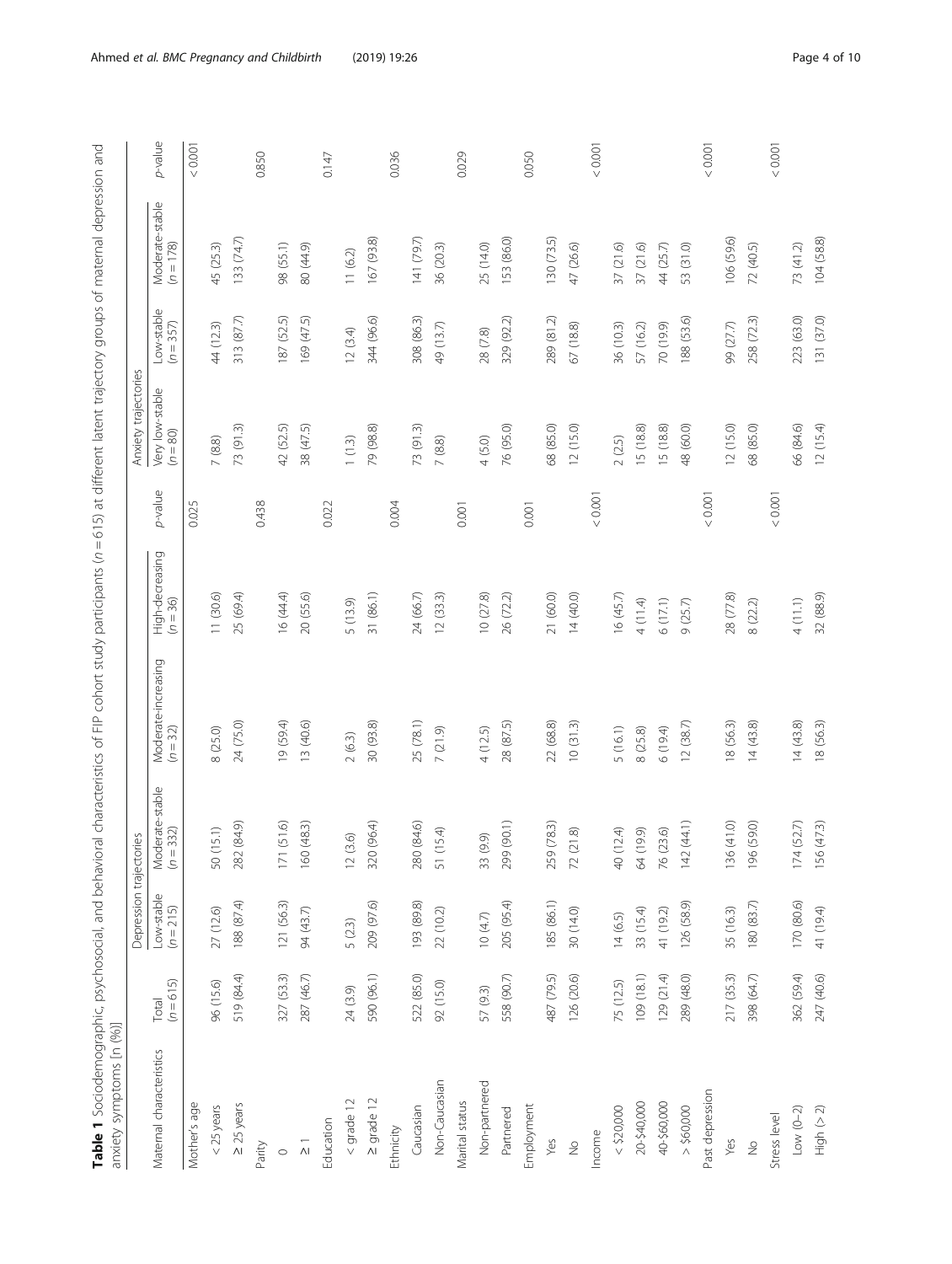**Table 1** Sociodemographic, psychosocial, and behavioral characteristics of FIP cohort study participants ($n = 615$) at different latent trajectory groups of maternal depression and anxiety symptoms [n (%)]

| Maternal characteristics | Total ($n = 615$) | Depression trajectories | | | | *p*-value | Anxiety trajectories | | | *p*-value |
|---|---|---|---|---|---|---|---|---|---|---|
| | | Low-stable ($n = 215$) | Moderate-stable ($n = 332$) | Moderate-increasing ($n = 32$) | High-decreasing ($n = 36$) | | Very low-stable ($n = 80$) | Low-stable ($n = 357$) | Moderate-stable ($n = 178$) | |
| Mother's age | | | | | | 0.025 | | | | < 0.001 |
| < 25 years | 96 (15.6) | 27 (12.6) | 50 (15.1) | 8 (25.0) | 11 (30.6) | | 7 (8.8) | 44 (12.3) | 45 (25.3) | |
| ≥ 25 years | 519 (84.4) | 188 (87.4) | 282 (84.9) | 24 (75.0) | 25 (69.4) | | 73 (91.3) | 313 (87.7) | 133 (74.7) | |
| Parity | | | | | | 0.438 | | | | 0.850 |
| 0 | 327 (53.3) | 121 (56.3) | 171 (51.6) | 19 (59.4) | 16 (44.4) | | 42 (52.5) | 187 (52.5) | 98 (55.1) | |
| ≥ 1 | 287 (46.7) | 94 (43.7) | 160 (48.3) | 13 (40.6) | 20 (55.6) | | 38 (47.5) | 169 (47.5) | 80 (44.9) | |
| Education | | | | | | 0.022 | | | | 0.147 |
| < grade 12 | 24 (3.9) | 5 (2.3) | 12 (3.6) | 2 (6.3) | 5 (13.9) | | 1 (1.3) | 12 (3.4) | 11 (6.2) | |
| ≥ grade 12 | 590 (96.1) | 209 (97.6) | 320 (96.4) | 30 (93.8) | 31 (86.1) | | 79 (98.8) | 344 (96.6) | 167 (93.8) | |
| Ethnicity | | | | | | 0.004 | | | | 0.036 |
| Caucasian | 522 (85.0) | 193 (89.8) | 280 (84.6) | 25 (78.1) | 24 (66.7) | | 73 (91.3) | 308 (86.3) | 141 (79.7) | |
| Non-Caucasian | 92 (15.0) | 22 (10.2) | 51 (15.4) | 7 (21.9) | 12 (33.3) | | 7 (8.8) | 49 (13.7) | 36 (20.3) | |
| Marital status | | | | | | 0.001 | | | | 0.029 |
| Non-partnered | 57 (9.3) | 10 (4.7) | 33 (9.9) | 4 (12.5) | 10 (27.8) | | 4 (5.0) | 28 (7.8) | 25 (14.0) | |
| Partnered | 558 (90.7) | 205 (95.4) | 299 (90.1) | 28 (87.5) | 26 (72.2) | | 76 (95.0) | 329 (92.2) | 153 (86.0) | |
| Employment | | | | | | 0.001 | | | | 0.050 |
| Yes | 487 (79.5) | 185 (86.1) | 259 (78.3) | 22 (68.8) | 21 (60.0) | | 68 (85.0) | 289 (81.2) | 130 (73.5) | |
| No | 126 (20.6) | 30 (14.0) | 72 (21.8) | 10 (31.3) | 14 (40.0) | | 12 (15.0) | 67 (18.8) | 47 (26.6) | |
| Income | | | | | | < 0.001 | | | | < 0.001 |
| < $20,000 | 75 (12.5) | 14 (6.5) | 40 (12.4) | 5 (16.1) | 16 (45.7) | | 2 (2.5) | 36 (10.3) | 37 (21.6) | |
| 20-$40,000 | 109 (18.1) | 33 (15.4) | 64 (19.9) | 8 (25.8) | 4 (11.4) | | 15 (18.8) | 57 (16.2) | 37 (21.6) | |
| 40-$60,000 | 129 (21.4) | 41 (19.2) | 76 (23.6) | 6 (19.4) | 6 (17.1) | | 15 (18.8) | 70 (19.9) | 44 (25.7) | |
| > $60,000 | 289 (48.0) | 126 (58.9) | 142 (44.1) | 12 (38.7) | 9 (25.7) | | 48 (60.0) | 188 (53.6) | 53 (31.0) | |
| Past depression | | | | | | < 0.001 | | | | < 0.001 |
| Yes | 217 (35.3) | 35 (16.3) | 136 (41.0) | 18 (56.3) | 28 (77.8) | | 12 (15.0) | 99 (27.7) | 106 (59.6) | |
| No | 398 (64.7) | 180 (83.7) | 196 (59.0) | 14 (43.8) | 8 (22.2) | | 68 (85.0) | 258 (72.3) | 72 (40.5) | |
| Stress level | | | | | | < 0.001 | | | | < 0.001 |
| Low (0–2) | 362 (59.4) | 170 (80.6) | 174 (52.7) | 14 (43.8) | 4 (11.1) | | 66 (84.6) | 223 (63.0) | 73 (41.2) | |
| High (> 2) | 247 (40.6) | 41 (19.4) | 156 (47.3) | 18 (56.3) | 32 (88.9) | | 12 (15.4) | 131 (37.0) | 104 (58.8) | |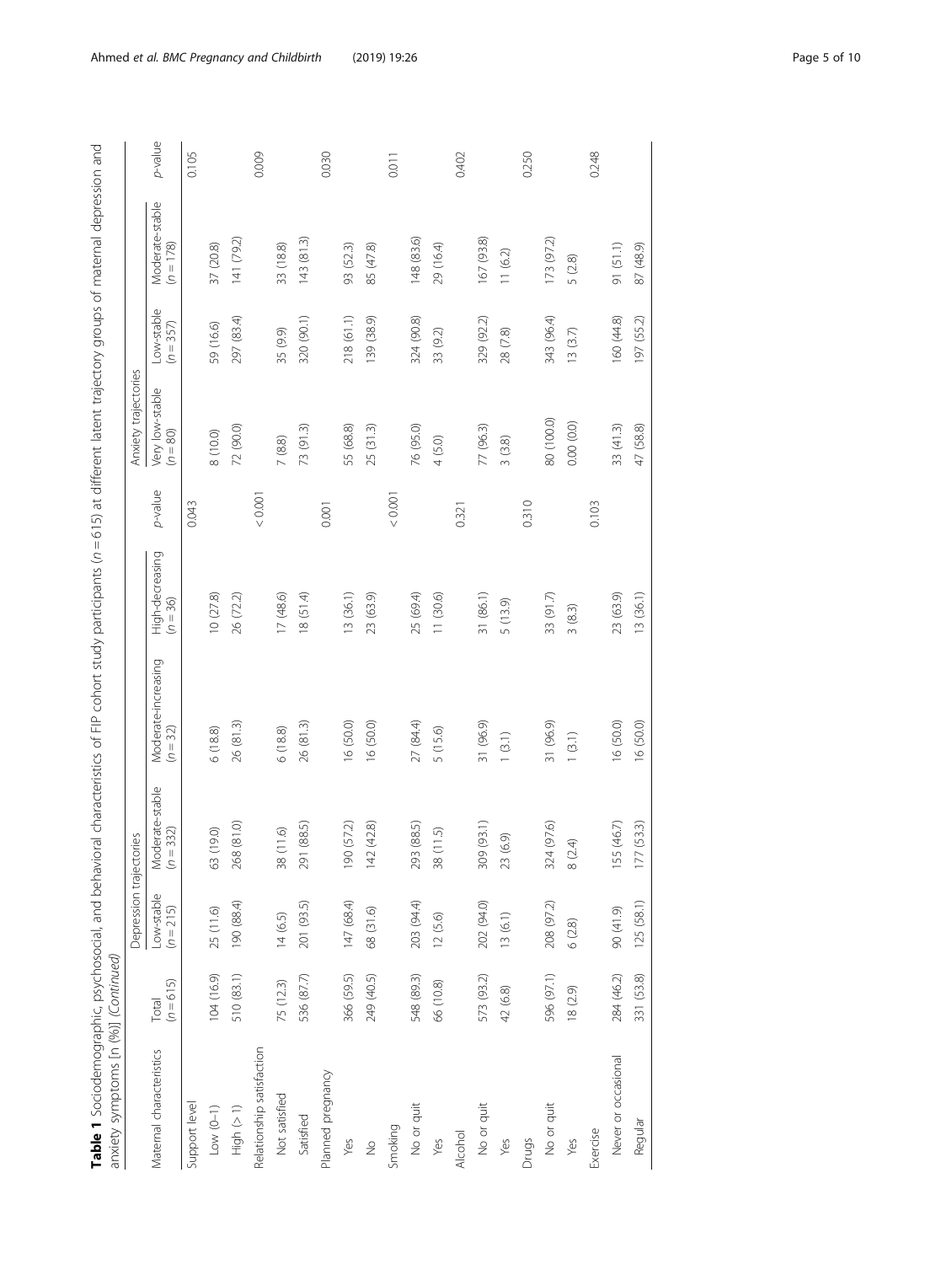**Table 1** Sociodemographic, psychosocial, and behavioral characteristics of FIP cohort study participants ($n = 615$) at different latent trajectory groups of maternal depression and anxiety symptoms [n (%)] *(Continued)*

| Maternal characteristics | Total ($n = 615$) | Depression trajectories | | | | *p*-value | Anxiety trajectories | | | *p*-value |
|---|---|---|---|---|---|---|---|---|---|---|
| | | Low-stable ($n = 215$) | Moderate-stable ($n = 332$) | Moderate-increasing ($n = 32$) | High-decreasing ($n = 36$) | | Very low-stable ($n = 80$) | Low-stable ($n = 357$) | Moderate-stable ($n = 178$) | |
| Support level | | | | | | 0.043 | | | | 0.105 |
| Low (0–1) | 104 (16.9) | 25 (11.6) | 63 (19.0) | 6 (18.8) | 10 (27.8) | | 8 (10.0) | 59 (16.6) | 37 (20.8) | |
| High (> 1) | 510 (83.1) | 190 (88.4) | 268 (81.0) | 26 (81.3) | 26 (72.2) | | 72 (90.0) | 297 (83.4) | 141 (79.2) | |
| Relationship satisfaction | | | | | | < 0.001 | | | | 0.009 |
| Not satisfied | 75 (12.3) | 14 (6.5) | 38 (11.6) | 6 (18.8) | 17 (48.6) | | 7 (8.8) | 35 (9.9) | 33 (18.8) | |
| Satisfied | 536 (87.7) | 201 (93.5) | 291 (88.5) | 26 (81.3) | 18 (51.4) | | 73 (91.3) | 320 (90.1) | 143 (81.3) | |
| Planned pregnancy | | | | | | 0.001 | | | | 0.030 |
| Yes | 366 (59.5) | 147 (68.4) | 190 (57.2) | 16 (50.0) | 13 (36.1) | | 55 (68.8) | 218 (61.1) | 93 (52.3) | |
| No | 249 (40.5) | 68 (31.6) | 142 (42.8) | 16 (50.0) | 23 (63.9) | | 25 (31.3) | 139 (38.9) | 85 (47.8) | |
| Smoking | | | | | | < 0.001 | | | | 0.011 |
| No or quit | 548 (89.3) | 203 (94.4) | 293 (88.5) | 27 (84.4) | 25 (69.4) | | 76 (95.0) | 324 (90.8) | 148 (83.6) | |
| Yes | 66 (10.8) | 12 (5.6) | 38 (11.5) | 5 (15.6) | 11 (30.6) | | 4 (5.0) | 33 (9.2) | 29 (16.4) | |
| Alcohol | | | | | | 0.321 | | | | 0.402 |
| No or quit | 573 (93.2) | 202 (94.0) | 309 (93.1) | 31 (96.9) | 31 (86.1) | | 77 (96.3) | 329 (92.2) | 167 (93.8) | |
| Yes | 42 (6.8) | 13 (6.1) | 23 (6.9) | 1 (3.1) | 5 (13.9) | | 3 (3.8) | 28 (7.8) | 11 (6.2) | |
| Drugs | | | | | | 0.310 | | | | 0.250 |
| No or quit | 596 (97.1) | 208 (97.2) | 324 (97.6) | 31 (96.9) | 33 (91.7) | | 80 (100.0) | 343 (96.4) | 173 (97.2) | |
| Yes | 18 (2.9) | 6 (2.8) | 8 (2.4) | 1 (3.1) | 3 (8.3) | | 0.00 (0.0) | 13 (3.7) | 5 (2.8) | |
| Exercise | | | | | | 0.103 | | | | 0.248 |
| Never or occasional | 284 (46.2) | 90 (41.9) | 155 (46.7) | 16 (50.0) | 23 (63.9) | | 33 (41.3) | 160 (44.8) | 91 (51.1) | |
| Regular | 331 (53.8) | 125 (58.1) | 177 (53.3) | 16 (50.0) | 13 (36.1) | | 47 (58.8) | 197 (55.2) | 87 (48.9) | |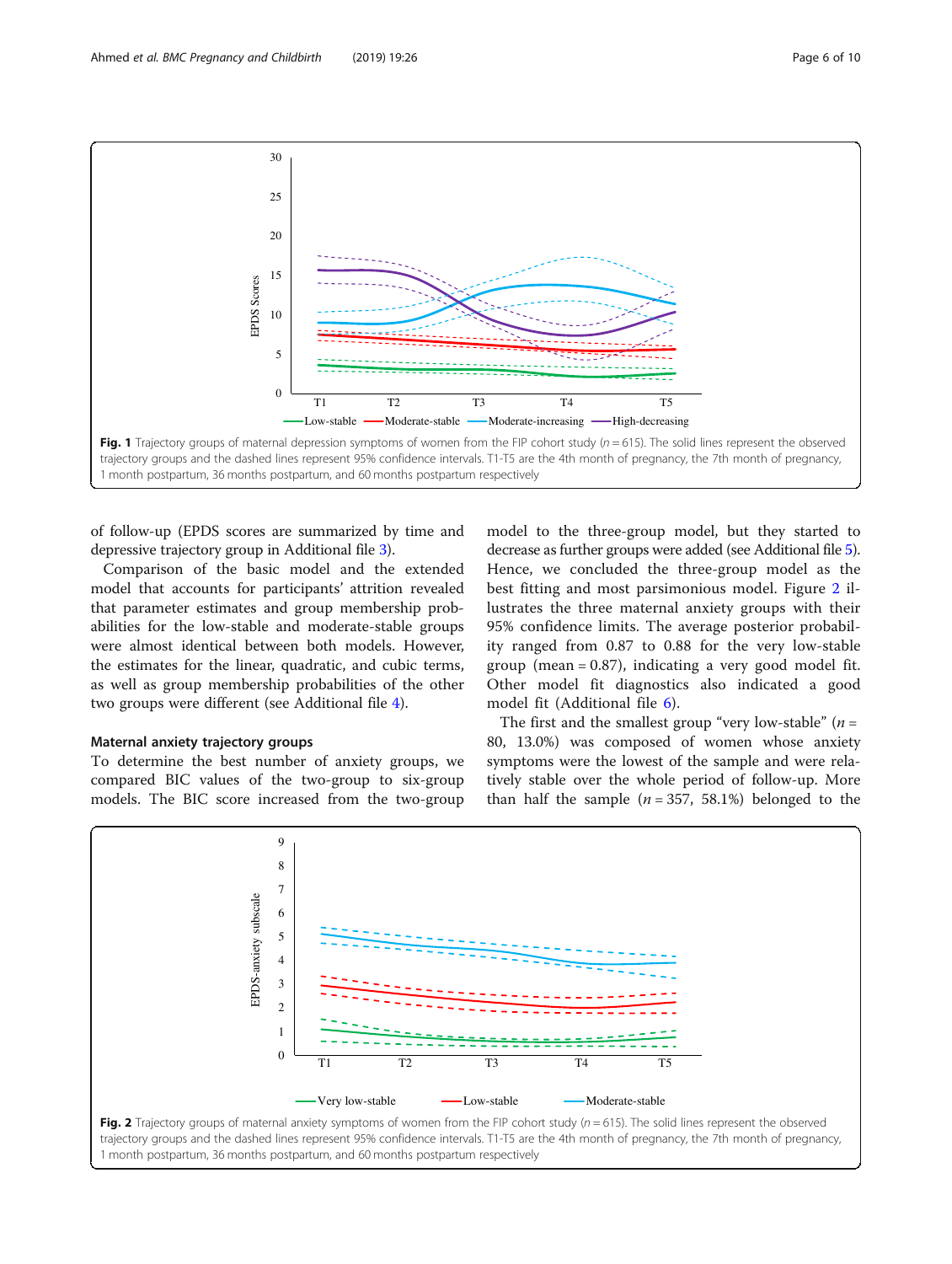Fig. 1 Trajectory groups of maternal depression symptoms of women from the FIP cohort study (*n* = 615). The solid lines represent the observed trajectory groups and the dashed lines represent 95% confidence intervals. T1-T5 are the 4th month of pregnancy, the 7th month of pregnancy, 1 month postpartum, 36 months postpartum, and 60 months postpartum respectively

of follow-up (EPDS scores are summarized by time and depressive trajectory group in Additional file 3).

Comparison of the basic model and the extended model that accounts for participants' attrition revealed that parameter estimates and group membership probabilities for the low-stable and moderate-stable groups were almost identical between both models. However, the estimates for the linear, quadratic, and cubic terms, as well as group membership probabilities of the other two groups were different (see Additional file 4).

### Maternal anxiety trajectory groups

To determine the best number of anxiety groups, we compared BIC values of the two-group to six-group models. The BIC score increased from the two-group model to the three-group model, but they started to decrease as further groups were added (see Additional file 5). Hence, we concluded the three-group model as the best fitting and most parsimonious model. Figure 2 illustrates the three maternal anxiety groups with their 95% confidence limits. The average posterior probability ranged from 0.87 to 0.88 for the very low-stable group (mean = 0.87), indicating a very good model fit. Other model fit diagnostics also indicated a good model fit (Additional file 6).

The first and the smallest group "very low-stable" (*n* = 80, 13.0%) was composed of women whose anxiety symptoms were the lowest of the sample and were relatively stable over the whole period of follow-up. More than half the sample (*n* = 357, 58.1%) belonged to the

Fig. 2 Trajectory groups of maternal anxiety symptoms of women from the FIP cohort study (*n* = 615). The solid lines represent the observed trajectory groups and the dashed lines represent 95% confidence intervals. T1-T5 are the 4th month of pregnancy, the 7th month of pregnancy, 1 month postpartum, 36 months postpartum, and 60 months postpartum respectively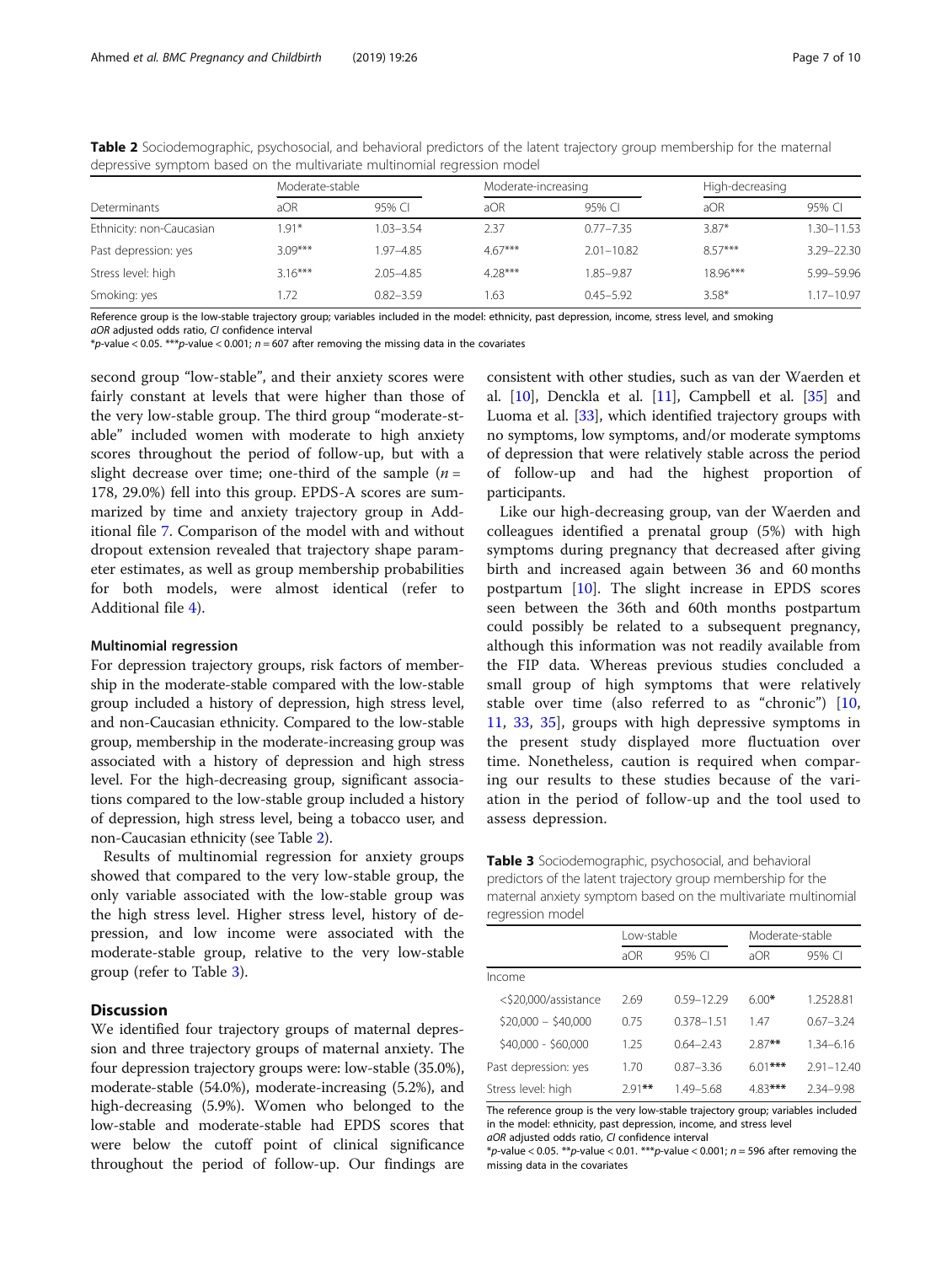**Table 2** Sociodemographic, psychosocial, and behavioral predictors of the latent trajectory group membership for the maternal depressive symptom based on the multivariate multinomial regression model

| Determinants | Moderate-stable | | Moderate-increasing | | High-decreasing | |
|---|---|---|---|---|---|---|
| | aOR | 95% CI | aOR | 95% CI | aOR | 95% CI |
| Ethnicity: non-Caucasian | 1.91* | 1.03–3.54 | 2.37 | 0.77–7.35 | 3.87* | 1.30–11.53 |
| Past depression: yes | 3.09*** | 1.97–4.85 | 4.67*** | 2.01–10.82 | 8.57*** | 3.29–22.30 |
| Stress level: high | 3.16*** | 2.05–4.85 | 4.28*** | 1.85–9.87 | 18.96*** | 5.99–59.96 |
| Smoking: yes | 1.72 | 0.82–3.59 | 1.63 | 0.45–5.92 | 3.58* | 1.17–10.97 |

Reference group is the low-stable trajectory group; variables included in the model: ethnicity, past depression, income, stress level, and smoking
*aOR* adjusted odds ratio, *CI* confidence interval
*p-value < 0.05. ***p-value < 0.001; $n = 607$ after removing the missing data in the covariates

second group "low-stable", and their anxiety scores were fairly constant at levels that were higher than those of the very low-stable group. The third group "moderate-stable" included women with moderate to high anxiety scores throughout the period of follow-up, but with a slight decrease over time; one-third of the sample ($n = 178$, 29.0%) fell into this group. EPDS-A scores are summarized by time and anxiety trajectory group in Additional file 7. Comparison of the model with and without dropout extension revealed that trajectory shape parameter estimates, as well as group membership probabilities for both models, were almost identical (refer to Additional file 4).

### Multinomial regression

For depression trajectory groups, risk factors of membership in the moderate-stable compared with the low-stable group included a history of depression, high stress level, and non-Caucasian ethnicity. Compared to the low-stable group, membership in the moderate-increasing group was associated with a history of depression and high stress level. For the high-decreasing group, significant associations compared to the low-stable group included a history of depression, high stress level, being a tobacco user, and non-Caucasian ethnicity (see Table 2).

Results of multinomial regression for anxiety groups showed that compared to the very low-stable group, the only variable associated with the low-stable group was the high stress level. Higher stress level, history of depression, and low income were associated with the moderate-stable group, relative to the very low-stable group (refer to Table 3).

## Discussion

We identified four trajectory groups of maternal depression and three trajectory groups of maternal anxiety. The four depression trajectory groups were: low-stable (35.0%), moderate-stable (54.0%), moderate-increasing (5.2%), and high-decreasing (5.9%). Women who belonged to the low-stable and moderate-stable had EPDS scores that were below the cutoff point of clinical significance throughout the period of follow-up. Our findings are consistent with other studies, such as van der Waerden et al. [10], Denckla et al. [11], Campbell et al. [35] and Luoma et al. [33], which identified trajectory groups with no symptoms, low symptoms, and/or moderate symptoms of depression that were relatively stable across the period of follow-up and had the highest proportion of participants.

Like our high-decreasing group, van der Waerden and colleagues identified a prenatal group (5%) with high symptoms during pregnancy that decreased after giving birth and increased again between 36 and 60 months postpartum [10]. The slight increase in EPDS scores seen between the 36th and 60th months postpartum could possibly be related to a subsequent pregnancy, although this information was not readily available from the FIP data. Whereas previous studies concluded a small group of high symptoms that were relatively stable over time (also referred to as "chronic") [10, 11, 33, 35], groups with high depressive symptoms in the present study displayed more fluctuation over time. Nonetheless, caution is required when comparing our results to these studies because of the variation in the period of follow-up and the tool used to assess depression.

**Table 3** Sociodemographic, psychosocial, and behavioral predictors of the latent trajectory group membership for the maternal anxiety symptom based on the multivariate multinomial regression model

| | Low-stable | | Moderate-stable | |
|---|---|---|---|---|
| | aOR | 95% CI | aOR | 95% CI |
| Income | | | | |
| <$20,000/assistance | 2.69 | 0.59–12.29 | 6.00* | 1.2528.81 |
| $20,000 – $40,000 | 0.75 | 0.378–1.51 | 1.47 | 0.67–3.24 |
| $40,000 - $60,000 | 1.25 | 0.64–2.43 | 2.87** | 1.34–6.16 |
| Past depression: yes | 1.70 | 0.87–3.36 | 6.01*** | 2.91–12.40 |
| Stress level: high | 2.91** | 1.49–5.68 | 4.83*** | 2.34–9.98 |

The reference group is the very low-stable trajectory group; variables included in the model: ethnicity, past depression, income, and stress level
*aOR* adjusted odds ratio, *CI* confidence interval
*p-value < 0.05. **p-value < 0.01. ***p-value < 0.001; $n = 596$ after removing the missing data in the covariates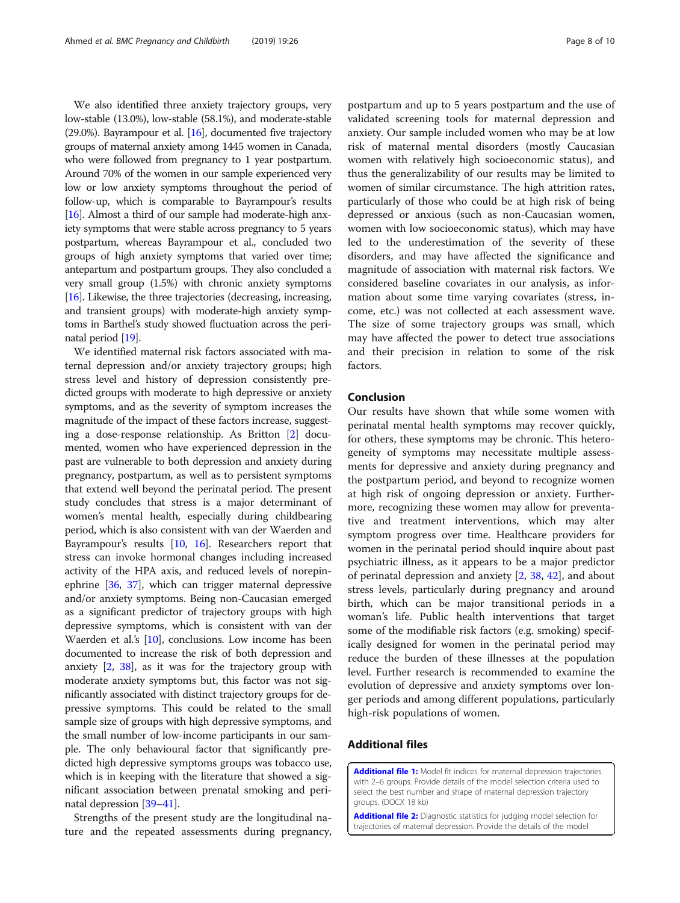We also identified three anxiety trajectory groups, very low-stable (13.0%), low-stable (58.1%), and moderate-stable (29.0%). Bayrampour et al. [16], documented five trajectory groups of maternal anxiety among 1445 women in Canada, who were followed from pregnancy to 1 year postpartum. Around 70% of the women in our sample experienced very low or low anxiety symptoms throughout the period of follow-up, which is comparable to Bayrampour's results [16]. Almost a third of our sample had moderate-high anxiety symptoms that were stable across pregnancy to 5 years postpartum, whereas Bayrampour et al., concluded two groups of high anxiety symptoms that varied over time; antepartum and postpartum groups. They also concluded a very small group (1.5%) with chronic anxiety symptoms [16]. Likewise, the three trajectories (decreasing, increasing, and transient groups) with moderate-high anxiety symptoms in Barthel's study showed fluctuation across the perinatal period [19].

We identified maternal risk factors associated with maternal depression and/or anxiety trajectory groups; high stress level and history of depression consistently predicted groups with moderate to high depressive or anxiety symptoms, and as the severity of symptom increases the magnitude of the impact of these factors increase, suggesting a dose-response relationship. As Britton [2] documented, women who have experienced depression in the past are vulnerable to both depression and anxiety during pregnancy, postpartum, as well as to persistent symptoms that extend well beyond the perinatal period. The present study concludes that stress is a major determinant of women's mental health, especially during childbearing period, which is also consistent with van der Waerden and Bayrampour's results [10, 16]. Researchers report that stress can invoke hormonal changes including increased activity of the HPA axis, and reduced levels of norepinephrine [36, 37], which can trigger maternal depressive and/or anxiety symptoms. Being non-Caucasian emerged as a significant predictor of trajectory groups with high depressive symptoms, which is consistent with van der Waerden et al.'s [10], conclusions. Low income has been documented to increase the risk of both depression and anxiety [2, 38], as it was for the trajectory group with moderate anxiety symptoms but, this factor was not significantly associated with distinct trajectory groups for depressive symptoms. This could be related to the small sample size of groups with high depressive symptoms, and the small number of low-income participants in our sample. The only behavioural factor that significantly predicted high depressive symptoms groups was tobacco use, which is in keeping with the literature that showed a significant association between prenatal smoking and perinatal depression [39–41].

Strengths of the present study are the longitudinal nature and the repeated assessments during pregnancy, postpartum and up to 5 years postpartum and the use of validated screening tools for maternal depression and anxiety. Our sample included women who may be at low risk of maternal mental disorders (mostly Caucasian women with relatively high socioeconomic status), and thus the generalizability of our results may be limited to women of similar circumstance. The high attrition rates, particularly of those who could be at high risk of being depressed or anxious (such as non-Caucasian women, women with low socioeconomic status), which may have led to the underestimation of the severity of these disorders, and may have affected the significance and magnitude of association with maternal risk factors. We considered baseline covariates in our analysis, as information about some time varying covariates (stress, income, etc.) was not collected at each assessment wave. The size of some trajectory groups was small, which may have affected the power to detect true associations and their precision in relation to some of the risk factors.

## Conclusion

Our results have shown that while some women with perinatal mental health symptoms may recover quickly, for others, these symptoms may be chronic. This heterogeneity of symptoms may necessitate multiple assessments for depressive and anxiety during pregnancy and the postpartum period, and beyond to recognize women at high risk of ongoing depression or anxiety. Furthermore, recognizing these women may allow for preventative and treatment interventions, which may alter symptom progress over time. Healthcare providers for women in the perinatal period should inquire about past psychiatric illness, as it appears to be a major predictor of perinatal depression and anxiety [2, 38, 42], and about stress levels, particularly during pregnancy and around birth, which can be major transitional periods in a woman's life. Public health interventions that target some of the modifiable risk factors (e.g. smoking) specifically designed for women in the perinatal period may reduce the burden of these illnesses at the population level. Further research is recommended to examine the evolution of depressive and anxiety symptoms over longer periods and among different populations, particularly high-risk populations of women.

## Additional files

**Additional file 1:** Model fit indices for maternal depression trajectories with 2–6 groups. Provide details of the model selection criteria used to select the best number and shape of maternal depression trajectory groups. (DOCX 18 kb)

**Additional file 2:** Diagnostic statistics for judging model selection for trajectories of maternal depression. Provide the details of the model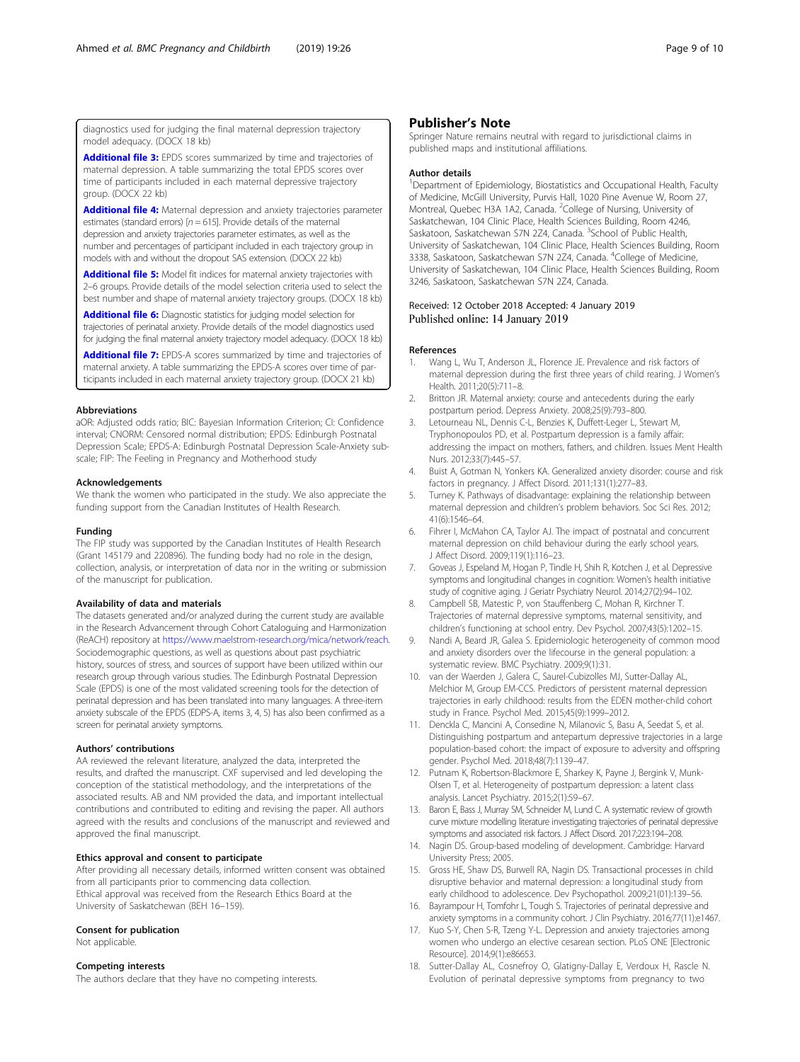diagnostics used for judging the final maternal depression trajectory model adequacy. (DOCX 18 kb)

**Additional file 3:** EPDS scores summarized by time and trajectories of maternal depression. A table summarizing the total EPDS scores over time of participants included in each maternal depressive trajectory group. (DOCX 22 kb)

**Additional file 4:** Maternal depression and anxiety trajectories parameter estimates (standard errors) [$n = 615$]. Provide details of the maternal depression and anxiety trajectories parameter estimates, as well as the number and percentages of participant included in each trajectory group in models with and without the dropout SAS extension. (DOCX 22 kb)

**Additional file 5:** Model fit indices for maternal anxiety trajectories with 2–6 groups. Provide details of the model selection criteria used to select the best number and shape of maternal anxiety trajectory groups. (DOCX 18 kb)

**Additional file 6:** Diagnostic statistics for judging model selection for trajectories of perinatal anxiety. Provide details of the model diagnostics used for judging the final maternal anxiety trajectory model adequacy. (DOCX 18 kb)

**Additional file 7:** EPDS-A scores summarized by time and trajectories of maternal anxiety. A table summarizing the EPDS-A scores over time of participants included in each maternal anxiety trajectory group. (DOCX 21 kb)

#### Abbreviations

aOR: Adjusted odds ratio; BIC: Bayesian Information Criterion; CI: Confidence interval; CNORM: Censored normal distribution; EPDS: Edinburgh Postnatal Depression Scale; EPDS-A: Edinburgh Postnatal Depression Scale-Anxiety subscale; FIP: The Feeling in Pregnancy and Motherhood study

#### Acknowledgements

We thank the women who participated in the study. We also appreciate the funding support from the Canadian Institutes of Health Research.

#### Funding

The FIP study was supported by the Canadian Institutes of Health Research (Grant 145179 and 220896). The funding body had no role in the design, collection, analysis, or interpretation of data nor in the writing or submission of the manuscript for publication.

#### Availability of data and materials

The datasets generated and/or analyzed during the current study are available in the Research Advancement through Cohort Cataloguing and Harmonization (ReACH) repository at https://www.maelstrom-research.org/mica/network/reach. Sociodemographic questions, as well as questions about past psychiatric history, sources of stress, and sources of support have been utilized within our research group through various studies. The Edinburgh Postnatal Depression Scale (EPDS) is one of the most validated screening tools for the detection of perinatal depression and has been translated into many languages. A three-item anxiety subscale of the EPDS (EDPS-A, items 3, 4, 5) has also been confirmed as a screen for perinatal anxiety symptoms.

#### Authors' contributions

AA reviewed the relevant literature, analyzed the data, interpreted the results, and drafted the manuscript. CXF supervised and led developing the conception of the statistical methodology, and the interpretations of the associated results. AB and NM provided the data, and important intellectual contributions and contributed to editing and revising the paper. All authors agreed with the results and conclusions of the manuscript and reviewed and approved the final manuscript.

#### Ethics approval and consent to participate

After providing all necessary details, informed written consent was obtained from all participants prior to commencing data collection.
Ethical approval was received from the Research Ethics Board at the University of Saskatchewan (BEH 16–159).

#### Consent for publication

Not applicable.

#### Competing interests

The authors declare that they have no competing interests.

## Publisher's Note

Springer Nature remains neutral with regard to jurisdictional claims in published maps and institutional affiliations.

#### Author details

[1]Department of Epidemiology, Biostatistics and Occupational Health, Faculty of Medicine, McGill University, Purvis Hall, 1020 Pine Avenue W, Room 27, Montreal, Quebec H3A 1A2, Canada. [2]College of Nursing, University of Saskatchewan, 104 Clinic Place, Health Sciences Building, Room 4246, Saskatoon, Saskatchewan S7N 2Z4, Canada. [3]School of Public Health, University of Saskatchewan, 104 Clinic Place, Health Sciences Building, Room 3338, Saskatoon, Saskatchewan S7N 2Z4, Canada. [4]College of Medicine, University of Saskatchewan, 104 Clinic Place, Health Sciences Building, Room 3246, Saskatoon, Saskatchewan S7N 2Z4, Canada.

Received: 12 October 2018 Accepted: 4 January 2019
Published online: 14 January 2019

#### References

1. Wang L, Wu T, Anderson JL, Florence JE. Prevalence and risk factors of maternal depression during the first three years of child rearing. J Women's Health. 2011;20(5):711–8.
2. Britton JR. Maternal anxiety: course and antecedents during the early postpartum period. Depress Anxiety. 2008;25(9):793–800.
3. Letourneau NL, Dennis C-L, Benzies K, Duffett-Leger L, Stewart M, Tryphonopoulos PD, et al. Postpartum depression is a family affair: addressing the impact on mothers, fathers, and children. Issues Ment Health Nurs. 2012;33(7):445–57.
4. Buist A, Gotman N, Yonkers KA. Generalized anxiety disorder: course and risk factors in pregnancy. J Affect Disord. 2011;131(1):277–83.
5. Turney K. Pathways of disadvantage: explaining the relationship between maternal depression and children's problem behaviors. Soc Sci Res. 2012; 41(6):1546–64.
6. Fihrer I, McMahon CA, Taylor AJ. The impact of postnatal and concurrent maternal depression on child behaviour during the early school years. J Affect Disord. 2009;119(1):116–23.
7. Goveas J, Espeland M, Hogan P, Tindle H, Shih R, Kotchen J, et al. Depressive symptoms and longitudinal changes in cognition: Women's health initiative study of cognitive aging. J Geriatr Psychiatry Neurol. 2014;27(2):94–102.
8. Campbell SB, Matestic P, von Stauffenberg C, Mohan R, Kirchner T. Trajectories of maternal depressive symptoms, maternal sensitivity, and children's functioning at school entry. Dev Psychol. 2007;43(5):1202–15.
9. Nandi A, Beard JR, Galea S. Epidemiologic heterogeneity of common mood and anxiety disorders over the lifecourse in the general population: a systematic review. BMC Psychiatry. 2009;9(1):31.
10. van der Waerden J, Galera C, Saurel-Cubizolles MJ, Sutter-Dallay AL, Melchior M, Group EM-CCS. Predictors of persistent maternal depression trajectories in early childhood: results from the EDEN mother-child cohort study in France. Psychol Med. 2015;45(9):1999–2012.
11. Denckla C, Mancini A, Consedine N, Milanovic S, Basu A, Seedat S, et al. Distinguishing postpartum and antepartum depressive trajectories in a large population-based cohort: the impact of exposure to adversity and offspring gender. Psychol Med. 2018;48(7):1139–47.
12. Putnam K, Robertson-Blackmore E, Sharkey K, Payne J, Bergink V, Munk-Olsen T, et al. Heterogeneity of postpartum depression: a latent class analysis. Lancet Psychiatry. 2015;2(1):59–67.
13. Baron E, Bass J, Murray SM, Schneider M, Lund C. A systematic review of growth curve mixture modelling literature investigating trajectories of perinatal depressive symptoms and associated risk factors. J Affect Disord. 2017;223:194–208.
14. Nagin DS. Group-based modeling of development. Cambridge: Harvard University Press; 2005.
15. Gross HE, Shaw DS, Burwell RA, Nagin DS. Transactional processes in child disruptive behavior and maternal depression: a longitudinal study from early childhood to adolescence. Dev Psychopathol. 2009;21(01):139–56.
16. Bayrampour H, Tomfohr L, Tough S. Trajectories of perinatal depressive and anxiety symptoms in a community cohort. J Clin Psychiatry. 2016;77(11):e1467.
17. Kuo S-Y, Chen S-R, Tzeng Y-L. Depression and anxiety trajectories among women who undergo an elective cesarean section. PLoS ONE [Electronic Resource]. 2014;9(1):e86653.
18. Sutter-Dallay AL, Cosnefroy O, Glatigny-Dallay E, Verdoux H, Rascle N. Evolution of perinatal depressive symptoms from pregnancy to two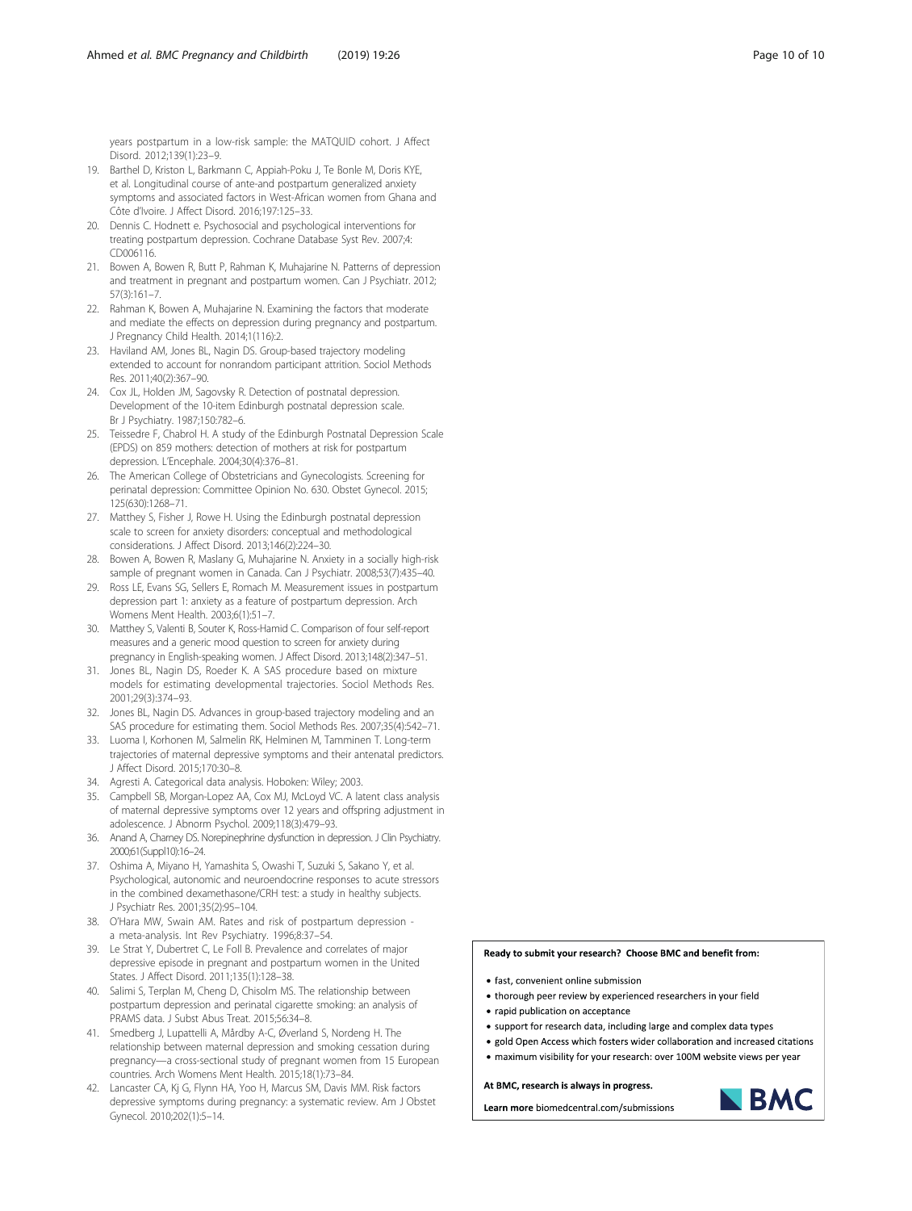years postpartum in a low-risk sample: the MATQUID cohort. J Affect Disord. 2012;139(1):23–9.

19. Barthel D, Kriston L, Barkmann C, Appiah-Poku J, Te Bonle M, Doris KYE, et al. Longitudinal course of ante-and postpartum generalized anxiety symptoms and associated factors in West-African women from Ghana and Côte d'Ivoire. J Affect Disord. 2016;197:125–33.
20. Dennis C. Hodnett e. Psychosocial and psychological interventions for treating postpartum depression. Cochrane Database Syst Rev. 2007;4: CD006116.
21. Bowen A, Bowen R, Butt P, Rahman K, Muhajarine N. Patterns of depression and treatment in pregnant and postpartum women. Can J Psychiatr. 2012; 57(3):161–7.
22. Rahman K, Bowen A, Muhajarine N. Examining the factors that moderate and mediate the effects on depression during pregnancy and postpartum. J Pregnancy Child Health. 2014;1(116):2.
23. Haviland AM, Jones BL, Nagin DS. Group-based trajectory modeling extended to account for nonrandom participant attrition. Sociol Methods Res. 2011;40(2):367–90.
24. Cox JL, Holden JM, Sagovsky R. Detection of postnatal depression. Development of the 10-item Edinburgh postnatal depression scale. Br J Psychiatry. 1987;150:782–6.
25. Teissedre F, Chabrol H. A study of the Edinburgh Postnatal Depression Scale (EPDS) on 859 mothers: detection of mothers at risk for postpartum depression. L'Encephale. 2004;30(4):376–81.
26. The American College of Obstetricians and Gynecologists. Screening for perinatal depression: Committee Opinion No. 630. Obstet Gynecol. 2015; 125(630):1268–71.
27. Matthey S, Fisher J, Rowe H. Using the Edinburgh postnatal depression scale to screen for anxiety disorders: conceptual and methodological considerations. J Affect Disord. 2013;146(2):224–30.
28. Bowen A, Bowen R, Maslany G, Muhajarine N. Anxiety in a socially high-risk sample of pregnant women in Canada. Can J Psychiatr. 2008;53(7):435–40.
29. Ross LE, Evans SG, Sellers E, Romach M. Measurement issues in postpartum depression part 1: anxiety as a feature of postpartum depression. Arch Womens Ment Health. 2003;6(1):51–7.
30. Matthey S, Valenti B, Souter K, Ross-Hamid C. Comparison of four self-report measures and a generic mood question to screen for anxiety during pregnancy in English-speaking women. J Affect Disord. 2013;148(2):347–51.
31. Jones BL, Nagin DS, Roeder K. A SAS procedure based on mixture models for estimating developmental trajectories. Sociol Methods Res. 2001;29(3):374–93.
32. Jones BL, Nagin DS. Advances in group-based trajectory modeling and an SAS procedure for estimating them. Sociol Methods Res. 2007;35(4):542–71.
33. Luoma I, Korhonen M, Salmelin RK, Helminen M, Tamminen T. Long-term trajectories of maternal depressive symptoms and their antenatal predictors. J Affect Disord. 2015;170:30–8.
34. Agresti A. Categorical data analysis. Hoboken: Wiley; 2003.
35. Campbell SB, Morgan-Lopez AA, Cox MJ, McLoyd VC. A latent class analysis of maternal depressive symptoms over 12 years and offspring adjustment in adolescence. J Abnorm Psychol. 2009;118(3):479–93.
36. Anand A, Charney DS. Norepinephrine dysfunction in depression. J Clin Psychiatry. 2000;61(Suppl10):16–24.
37. Oshima A, Miyano H, Yamashita S, Owashi T, Suzuki S, Sakano Y, et al. Psychological, autonomic and neuroendocrine responses to acute stressors in the combined dexamethasone/CRH test: a study in healthy subjects. J Psychiatr Res. 2001;35(2):95–104.
38. O'Hara MW, Swain AM. Rates and risk of postpartum depression - a meta-analysis. Int Rev Psychiatry. 1996;8:37–54.
39. Le Strat Y, Dubertret C, Le Foll B. Prevalence and correlates of major depressive episode in pregnant and postpartum women in the United States. J Affect Disord. 2011;135(1):128–38.
40. Salimi S, Terplan M, Cheng D, Chisolm MS. The relationship between postpartum depression and perinatal cigarette smoking: an analysis of PRAMS data. J Subst Abus Treat. 2015;56:34–8.
41. Smedberg J, Lupattelli A, Mårdby A-C, Øverland S, Nordeng H. The relationship between maternal depression and smoking cessation during pregnancy—a cross-sectional study of pregnant women from 15 European countries. Arch Womens Ment Health. 2015;18(1):73–84.
42. Lancaster CA, Kj G, Flynn HA, Yoo H, Marcus SM, Davis MM. Risk factors depressive symptoms during pregnancy: a systematic review. Am J Obstet Gynecol. 2010;202(1):5–14.

**Ready to submit your research? Choose BMC and benefit from:**

- fast, convenient online submission
- thorough peer review by experienced researchers in your field
- rapid publication on acceptance
- support for research data, including large and complex data types
- gold Open Access which fosters wider collaboration and increased citations
- maximum visibility for your research: over 100M website views per year

**At BMC, research is always in progress.**

**Learn more** biomedcentral.com/submissions

BMC